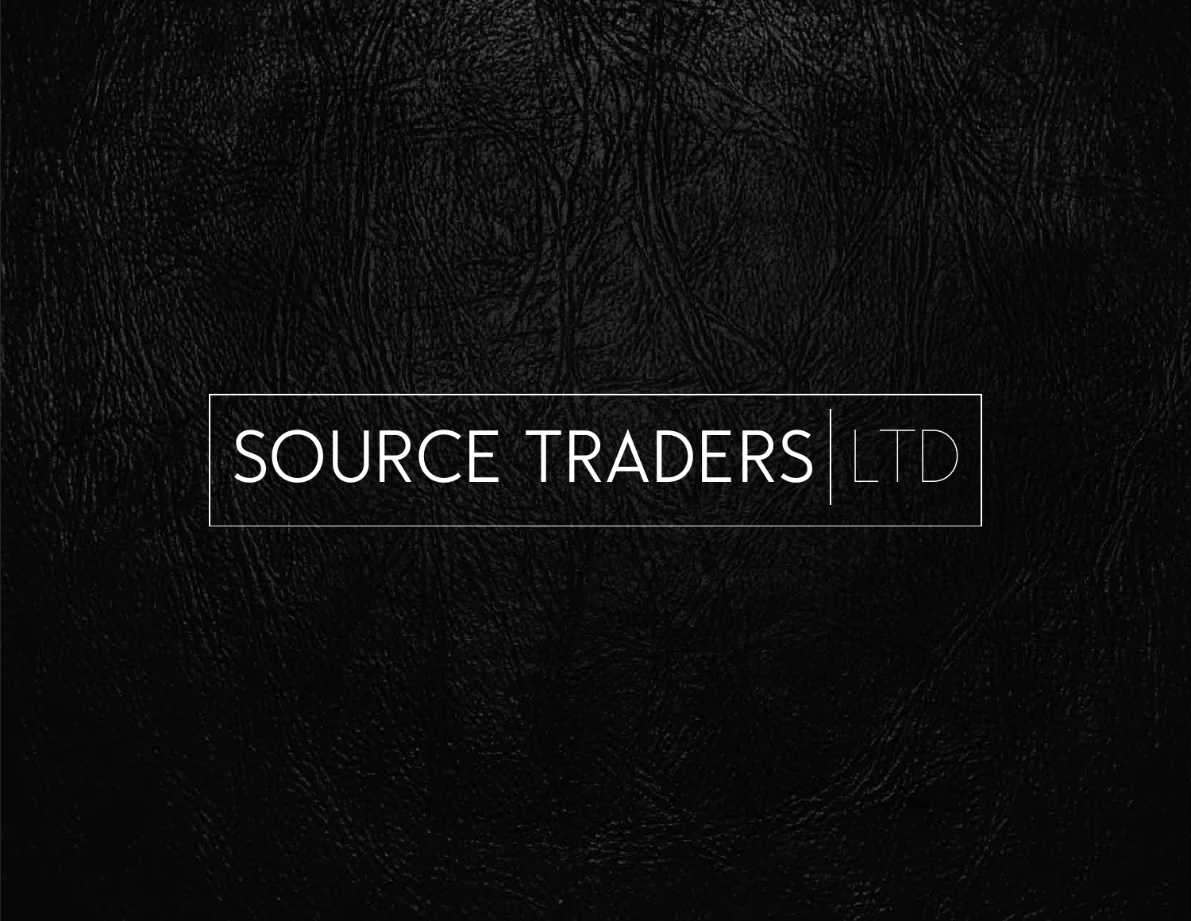# SOURCE TRADERS | LTD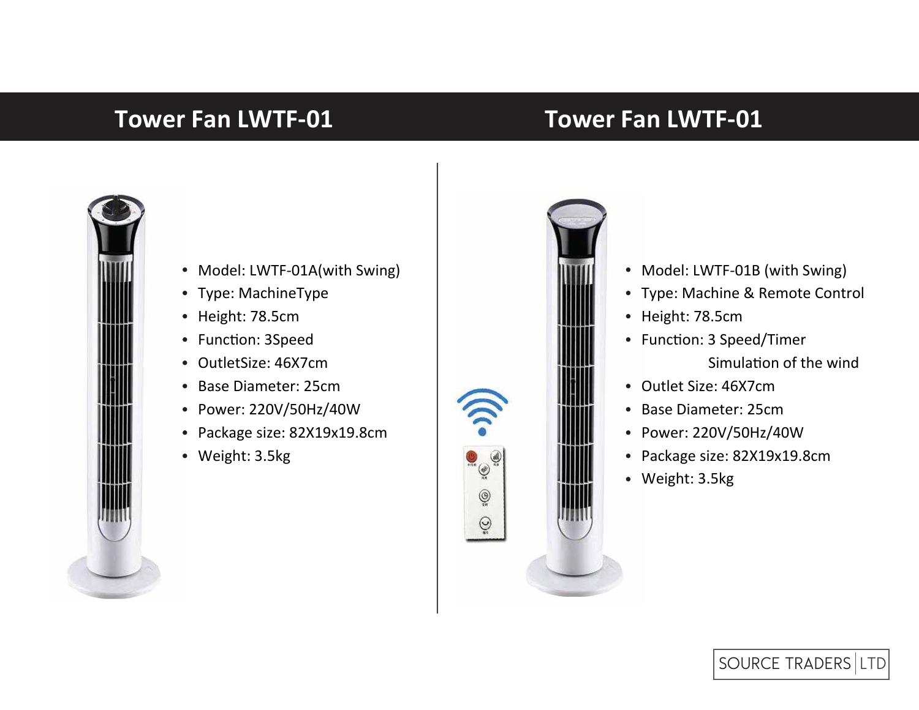## Tower Fan LWTF-01

- Model: LWTF-01A(with Swing)
- Type: MachineType
- Height: 78.5cm
- Function: 3Speed
- OutletSize: 46X7cm
- Base Diameter: 25cm
- Power: 220V/50Hz/40W
- Package size: 82X19x19.8cm
- Weight: 3.5kg

## Tower Fan LWTF-01

- Model: LWTF-01B (with Swing)
- Type: Machine & Remote Control
- Height: 78.5cm
- Function: 3 Speed/Timer
  Simulation of the wind
- Outlet Size: 46X7cm
- Base Diameter: 25cm
- Power: 220V/50Hz/40W
- Package size: 82X19x19.8cm
- Weight: 3.5kg

SOURCE TRADERS | LTD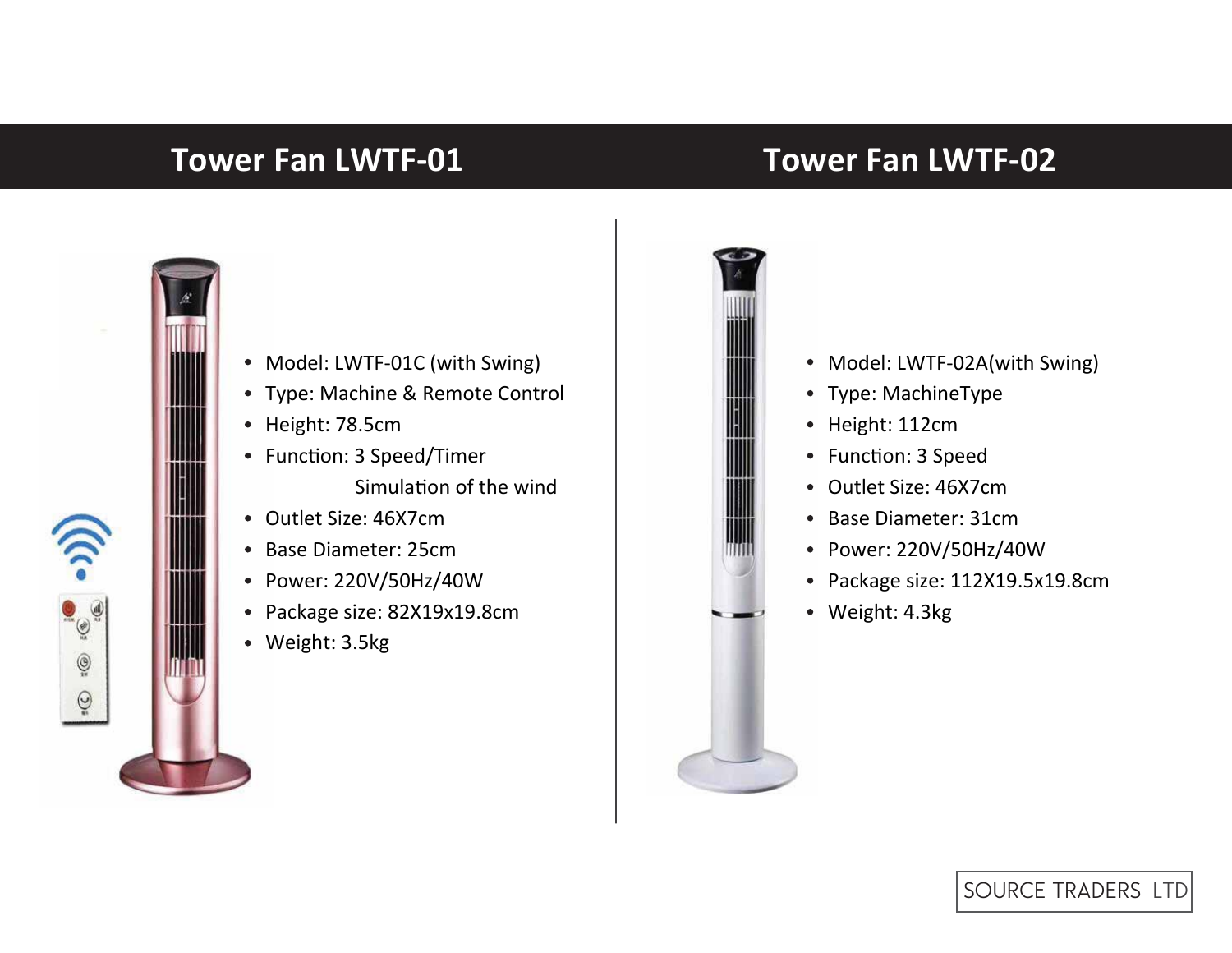## Tower Fan LWTF-01

- Model: LWTF-01C (with Swing)
- Type: Machine & Remote Control
- Height: 78.5cm
- Function: 3 Speed/Timer
  Simulation of the wind
- Outlet Size: 46X7cm
- Base Diameter: 25cm
- Power: 220V/50Hz/40W
- Package size: 82X19x19.8cm
- Weight: 3.5kg

## Tower Fan LWTF-02

- Model: LWTF-02A(with Swing)
- Type: MachineType
- Height: 112cm
- Function: 3 Speed
- Outlet Size: 46X7cm
- Base Diameter: 31cm
- Power: 220V/50Hz/40W
- Package size: 112X19.5x19.8cm
- Weight: 4.3kg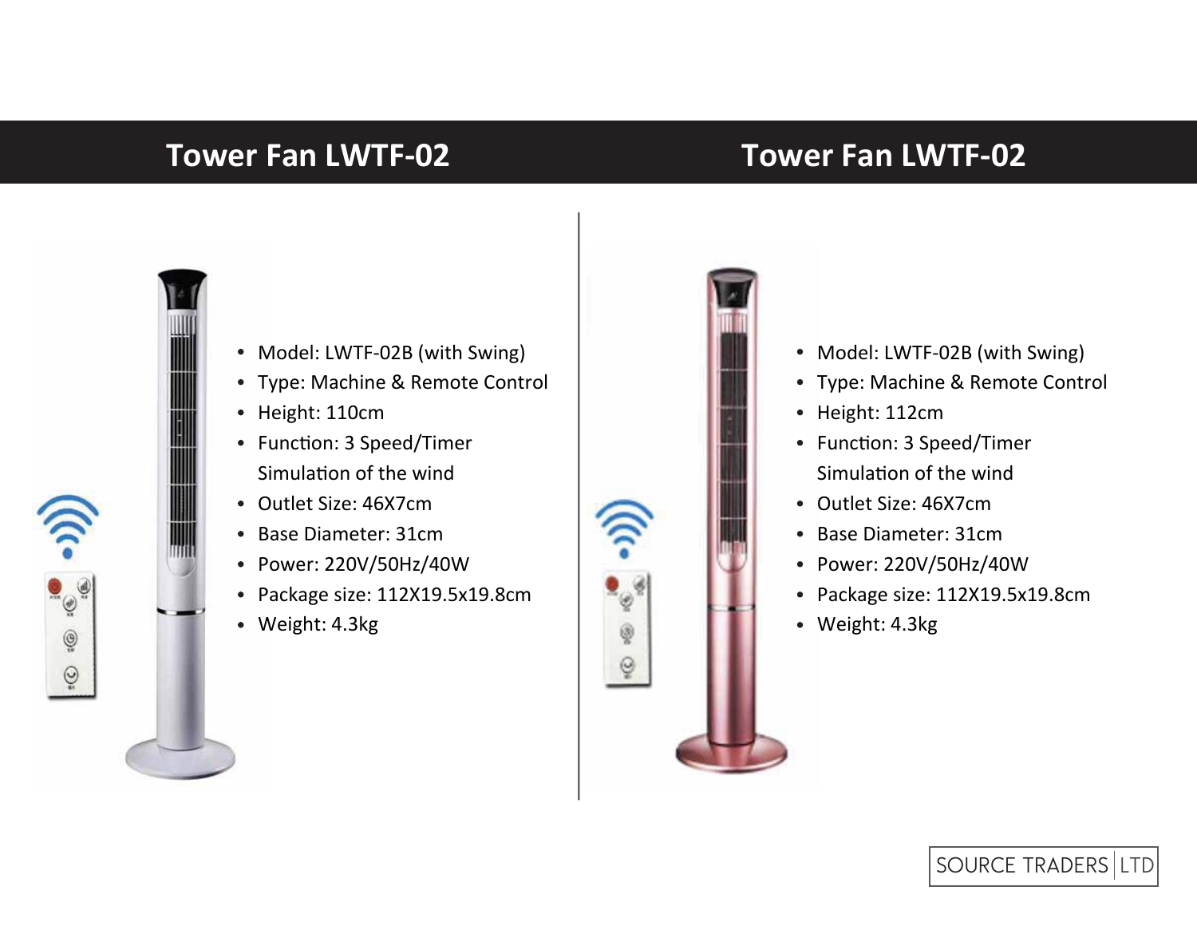## Tower Fan LWTF-02

- Model: LWTF-02B (with Swing)
- Type: Machine & Remote Control
- Height: 110cm
- Function: 3 Speed/Timer
  Simulation of the wind
- Outlet Size: 46X7cm
- Base Diameter: 31cm
- Power: 220V/50Hz/40W
- Package size: 112X19.5x19.8cm
- Weight: 4.3kg

## Tower Fan LWTF-02

- Model: LWTF-02B (with Swing)
- Type: Machine & Remote Control
- Height: 112cm
- Function: 3 Speed/Timer
  Simulation of the wind
- Outlet Size: 46X7cm
- Base Diameter: 31cm
- Power: 220V/50Hz/40W
- Package size: 112X19.5x19.8cm
- Weight: 4.3kg

SOURCE TRADERS | LTD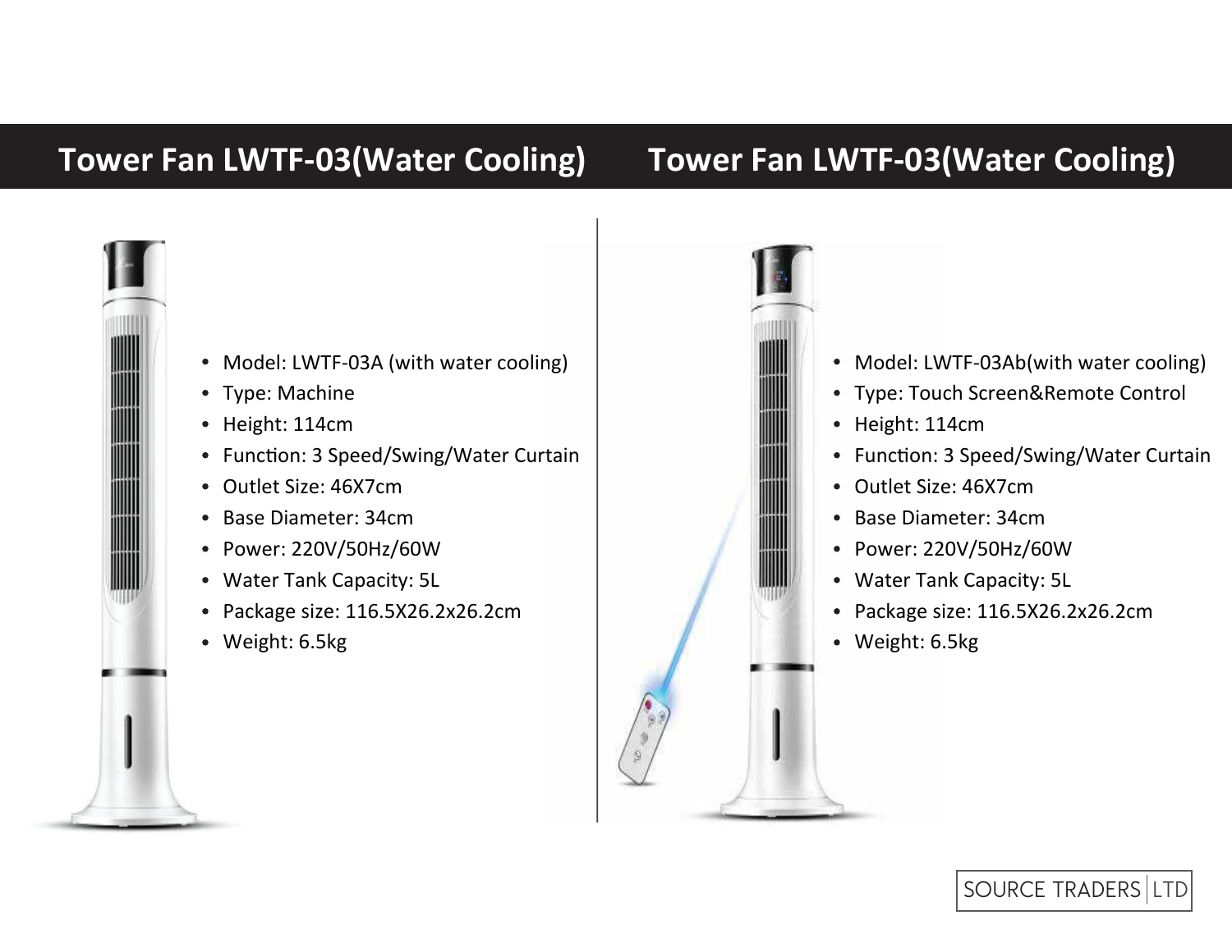## Tower Fan LWTF-03(Water Cooling)

- Model: LWTF-03A (with water cooling)
- Type: Machine
- Height: 114cm
- Function: 3 Speed/Swing/Water Curtain
- Outlet Size: 46X7cm
- Base Diameter: 34cm
- Power: 220V/50Hz/60W
- Water Tank Capacity: 5L
- Package size: 116.5X26.2x26.2cm
- Weight: 6.5kg

## Tower Fan LWTF-03(Water Cooling)

- Model: LWTF-03Ab(with water cooling)
- Type: Touch Screen&Remote Control
- Height: 114cm
- Function: 3 Speed/Swing/Water Curtain
- Outlet Size: 46X7cm
- Base Diameter: 34cm
- Power: 220V/50Hz/60W
- Water Tank Capacity: 5L
- Package size: 116.5X26.2x26.2cm
- Weight: 6.5kg

SOURCE TRADERS | LTD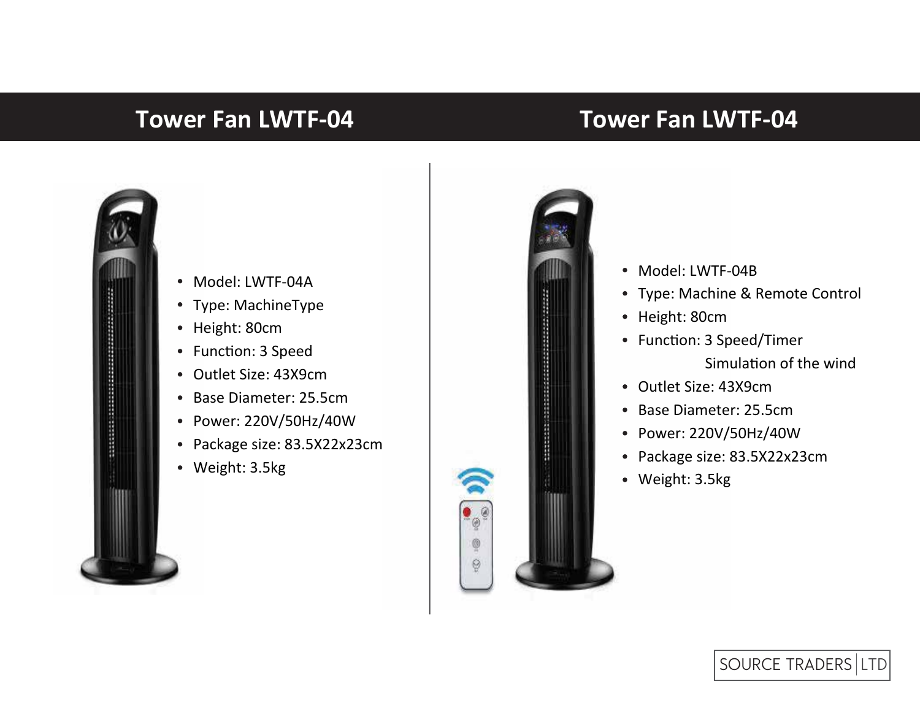## Tower Fan LWTF-04

- Model: LWTF-04A
- Type: MachineType
- Height: 80cm
- Function: 3 Speed
- Outlet Size: 43X9cm
- Base Diameter: 25.5cm
- Power: 220V/50Hz/40W
- Package size: 83.5X22x23cm
- Weight: 3.5kg

## Tower Fan LWTF-04

- Model: LWTF-04B
- Type: Machine & Remote Control
- Height: 80cm
- Function: 3 Speed/Timer
  Simulation of the wind
- Outlet Size: 43X9cm
- Base Diameter: 25.5cm
- Power: 220V/50Hz/40W
- Package size: 83.5X22x23cm
- Weight: 3.5kg

SOURCE TRADERS | LTD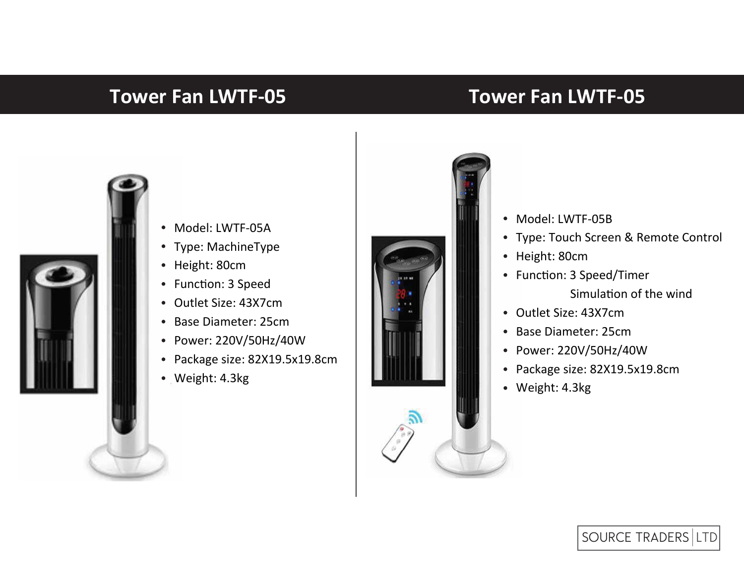## Tower Fan LWTF-05

- Model: LWTF-05A
- Type: MachineType
- Height: 80cm
- Function: 3 Speed
- Outlet Size: 43X7cm
- Base Diameter: 25cm
- Power: 220V/50Hz/40W
- Package size: 82X19.5x19.8cm
- Weight: 4.3kg

## Tower Fan LWTF-05

- Model: LWTF-05B
- Type: Touch Screen & Remote Control
- Height: 80cm
- Function: 3 Speed/Timer
  Simulation of the wind
- Outlet Size: 43X7cm
- Base Diameter: 25cm
- Power: 220V/50Hz/40W
- Package size: 82X19.5x19.8cm
- Weight: 4.3kg

SOURCE TRADERS | LTD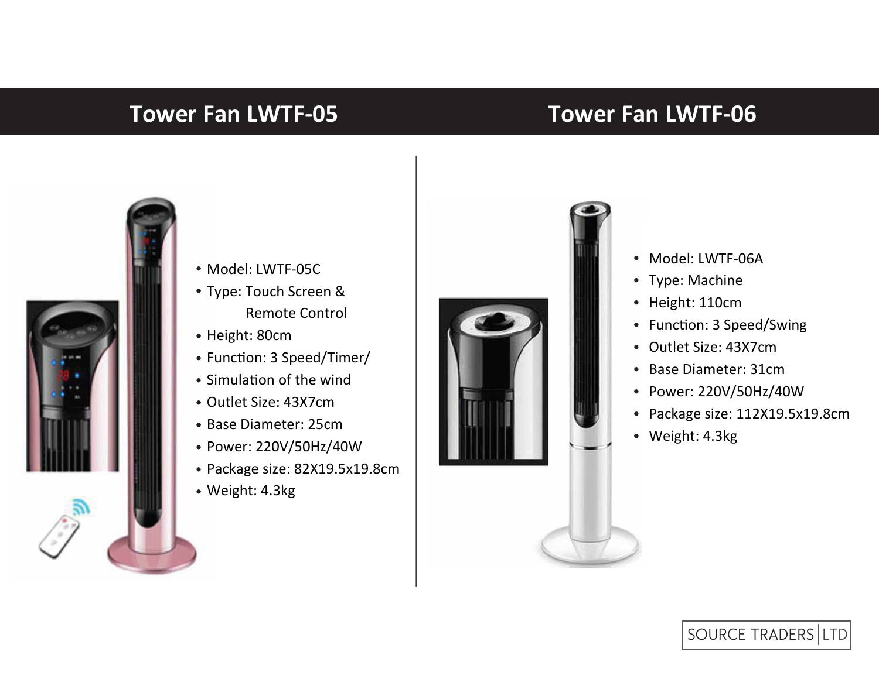## Tower Fan LWTF-05

- Model: LWTF-05C
- Type: Touch Screen & Remote Control
- Height: 80cm
- Function: 3 Speed/Timer/
- Simulation of the wind
- Outlet Size: 43X7cm
- Base Diameter: 25cm
- Power: 220V/50Hz/40W
- Package size: 82X19.5x19.8cm
- Weight: 4.3kg

## Tower Fan LWTF-06

- Model: LWTF-06A
- Type: Machine
- Height: 110cm
- Function: 3 Speed/Swing
- Outlet Size: 43X7cm
- Base Diameter: 31cm
- Power: 220V/50Hz/40W
- Package size: 112X19.5x19.8cm
- Weight: 4.3kg

SOURCE TRADERS | LTD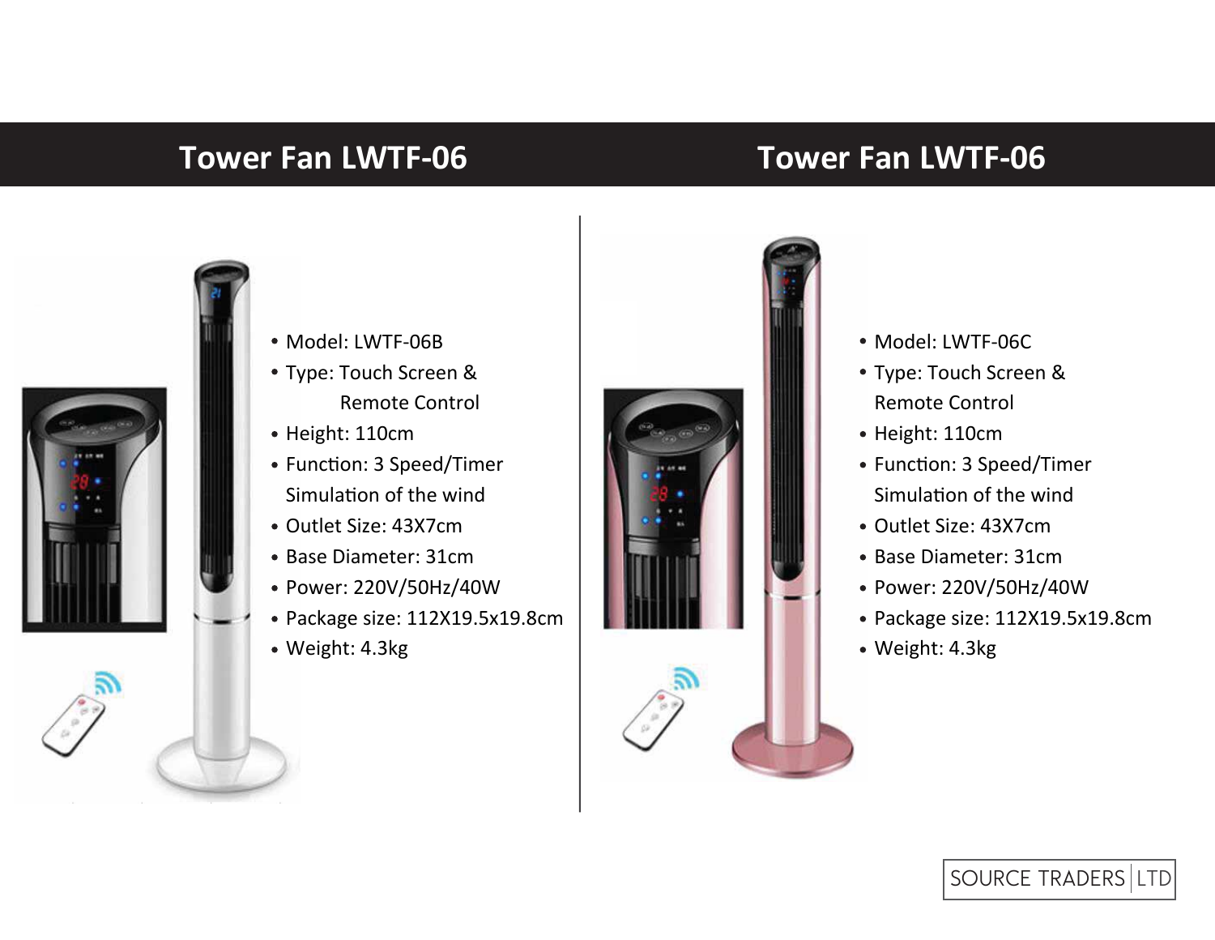## Tower Fan LWTF-06

- Model: LWTF-06B
- Type: Touch Screen & Remote Control
- Height: 110cm
- Function: 3 Speed/Timer Simulation of the wind
- Outlet Size: 43X7cm
- Base Diameter: 31cm
- Power: 220V/50Hz/40W
- Package size: 112X19.5x19.8cm
- Weight: 4.3kg

## Tower Fan LWTF-06

- Model: LWTF-06C
- Type: Touch Screen & Remote Control
- Height: 110cm
- Function: 3 Speed/Timer Simulation of the wind
- Outlet Size: 43X7cm
- Base Diameter: 31cm
- Power: 220V/50Hz/40W
- Package size: 112X19.5x19.8cm
- Weight: 4.3kg

SOURCE TRADERS | LTD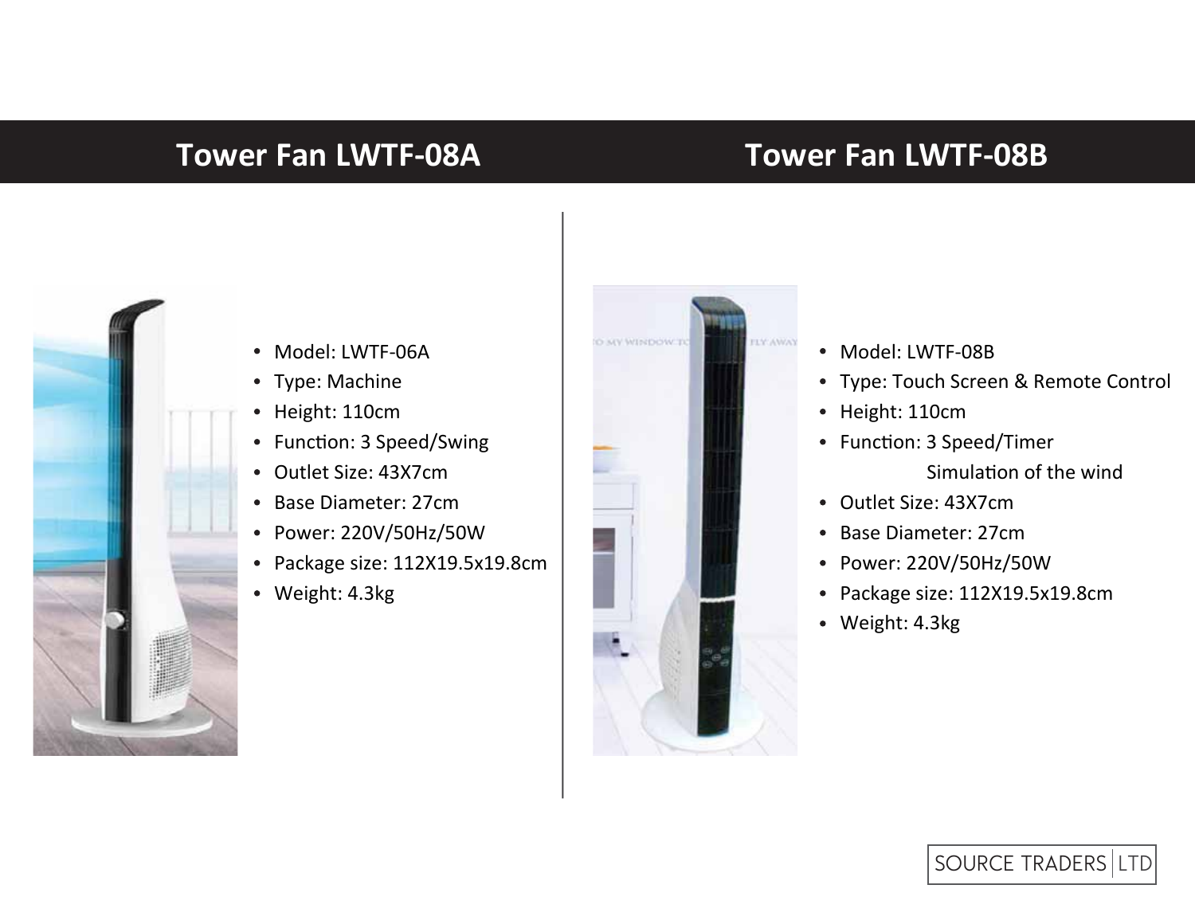## Tower Fan LWTF-08A

- Model: LWTF-06A
- Type: Machine
- Height: 110cm
- Function: 3 Speed/Swing
- Outlet Size: 43X7cm
- Base Diameter: 27cm
- Power: 220V/50Hz/50W
- Package size: 112X19.5x19.8cm
- Weight: 4.3kg

## Tower Fan LWTF-08B

- Model: LWTF-08B
- Type: Touch Screen & Remote Control
- Height: 110cm
- Function: 3 Speed/Timer
  Simulation of the wind
- Outlet Size: 43X7cm
- Base Diameter: 27cm
- Power: 220V/50Hz/50W
- Package size: 112X19.5x19.8cm
- Weight: 4.3kg

SOURCE TRADERS | LTD